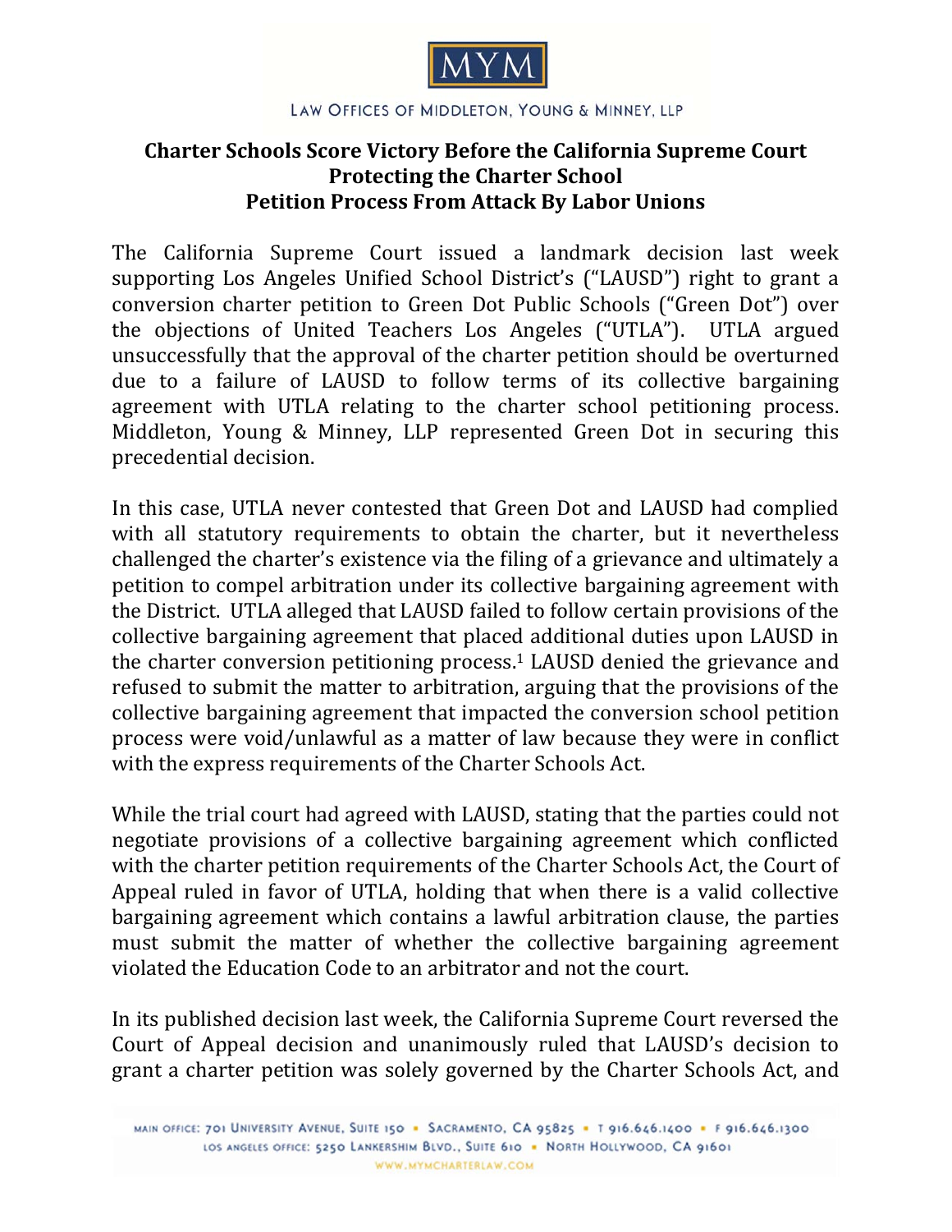MYM

LAW OFFICES OF MIDDLETON, YOUNG & MINNEY, LLP

# Charter Schools Score Victory Before the California Supreme Court Protecting the Charter School Petition Process From Attack By Labor Unions

The California Supreme Court issued a landmark decision last week supporting Los Angeles Unified School District's ("LAUSD") right to grant a conversion charter petition to Green Dot Public Schools ("Green Dot") over the objections of United Teachers Los Angeles ("UTLA"). UTLA argued unsuccessfully that the approval of the charter petition should be overturned due to a failure of LAUSD to follow terms of its collective bargaining agreement with UTLA relating to the charter school petitioning process. Middleton, Young & Minney, LLP represented Green Dot in securing this precedential decision.

In this case, UTLA never contested that Green Dot and LAUSD had complied with all statutory requirements to obtain the charter, but it nevertheless challenged the charter's existence via the filing of a grievance and ultimately a petition to compel arbitration under its collective bargaining agreement with the District. UTLA alleged that LAUSD failed to follow certain provisions of the collective bargaining agreement that placed additional duties upon LAUSD in the charter conversion petitioning process.[1] LAUSD denied the grievance and refused to submit the matter to arbitration, arguing that the provisions of the collective bargaining agreement that impacted the conversion school petition process were void/unlawful as a matter of law because they were in conflict with the express requirements of the Charter Schools Act.

While the trial court had agreed with LAUSD, stating that the parties could not negotiate provisions of a collective bargaining agreement which conflicted with the charter petition requirements of the Charter Schools Act, the Court of Appeal ruled in favor of UTLA, holding that when there is a valid collective bargaining agreement which contains a lawful arbitration clause, the parties must submit the matter of whether the collective bargaining agreement violated the Education Code to an arbitrator and not the court.

In its published decision last week, the California Supreme Court reversed the Court of Appeal decision and unanimously ruled that LAUSD's decision to grant a charter petition was solely governed by the Charter Schools Act, and

MAIN OFFICE: 701 UNIVERSITY AVENUE, SUITE 150 • SACRAMENTO, CA 95825 • T 916.646.1400 • F 916.646.1300
LOS ANGELES OFFICE: 5250 LANKERSHIM BLVD., SUITE 610 • NORTH HOLLYWOOD, CA 91601
WWW.MYMCHARTERLAW.COM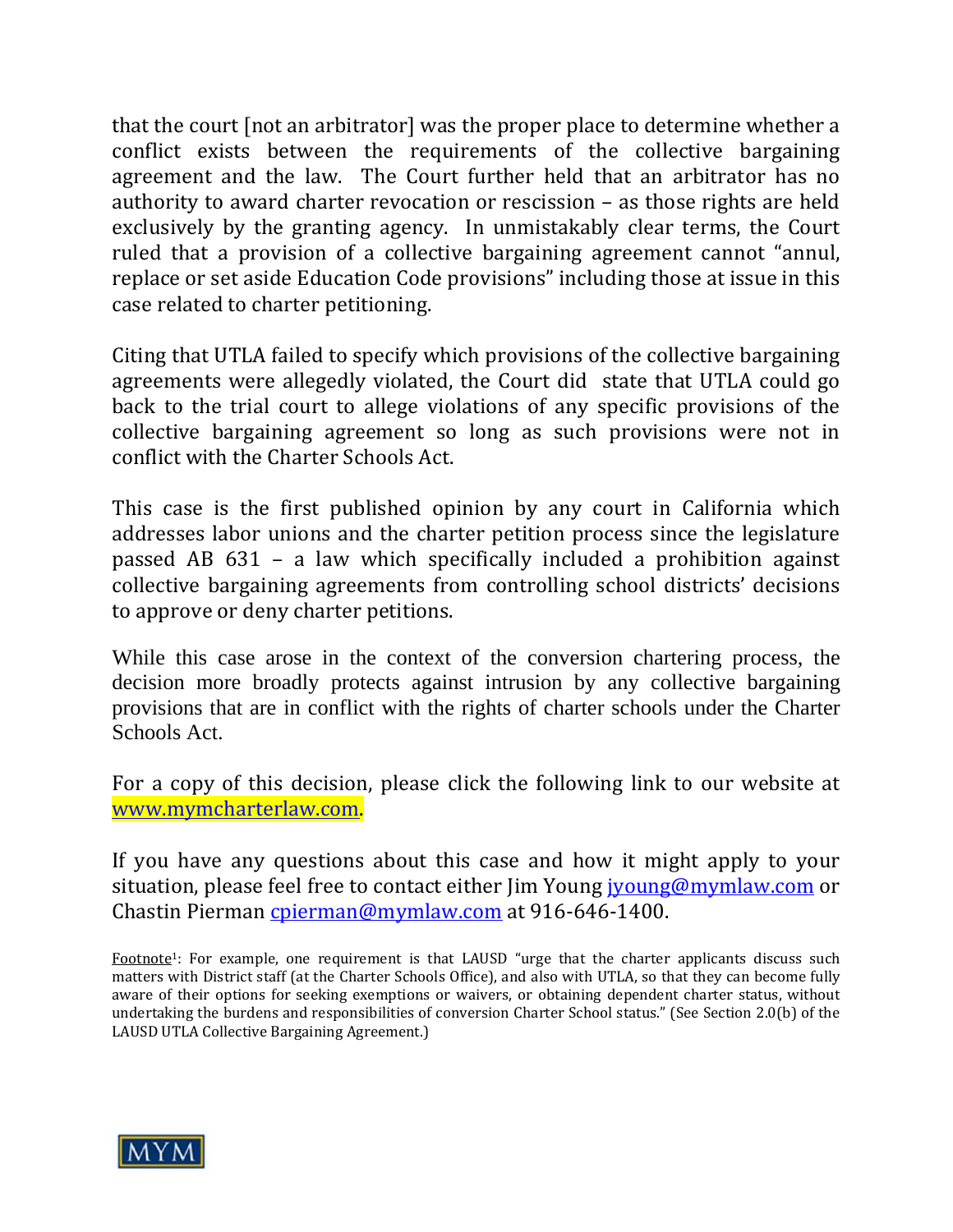that the court [not an arbitrator] was the proper place to determine whether a conflict exists between the requirements of the collective bargaining agreement and the law. The Court further held that an arbitrator has no authority to award charter revocation or rescission – as those rights are held exclusively by the granting agency. In unmistakably clear terms, the Court ruled that a provision of a collective bargaining agreement cannot "annul, replace or set aside Education Code provisions" including those at issue in this case related to charter petitioning.

Citing that UTLA failed to specify which provisions of the collective bargaining agreements were allegedly violated, the Court did state that UTLA could go back to the trial court to allege violations of any specific provisions of the collective bargaining agreement so long as such provisions were not in conflict with the Charter Schools Act.

This case is the first published opinion by any court in California which addresses labor unions and the charter petition process since the legislature passed AB 631 – a law which specifically included a prohibition against collective bargaining agreements from controlling school districts' decisions to approve or deny charter petitions.

While this case arose in the context of the conversion chartering process, the decision more broadly protects against intrusion by any collective bargaining provisions that are in conflict with the rights of charter schools under the Charter Schools Act.

For a copy of this decision, please click the following link to our website at www.mymcharterlaw.com.

If you have any questions about this case and how it might apply to your situation, please feel free to contact either Jim Young jyoung@mymlaw.com or Chastin Pierman cpierman@mymlaw.com at 916-646-1400.

Footnote[1]: For example, one requirement is that LAUSD "urge that the charter applicants discuss such matters with District staff (at the Charter Schools Office), and also with UTLA, so that they can become fully aware of their options for seeking exemptions or waivers, or obtaining dependent charter status, without undertaking the burdens and responsibilities of conversion Charter School status." (See Section 2.0(b) of the LAUSD UTLA Collective Bargaining Agreement.)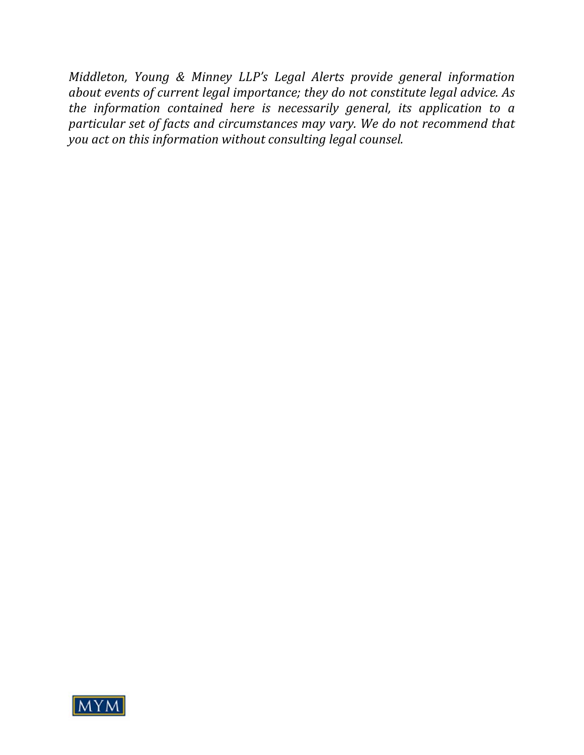*Middleton, Young & Minney LLP's Legal Alerts provide general information about events of current legal importance; they do not constitute legal advice. As the information contained here is necessarily general, its application to a particular set of facts and circumstances may vary. We do not recommend that you act on this information without consulting legal counsel.*

MYM